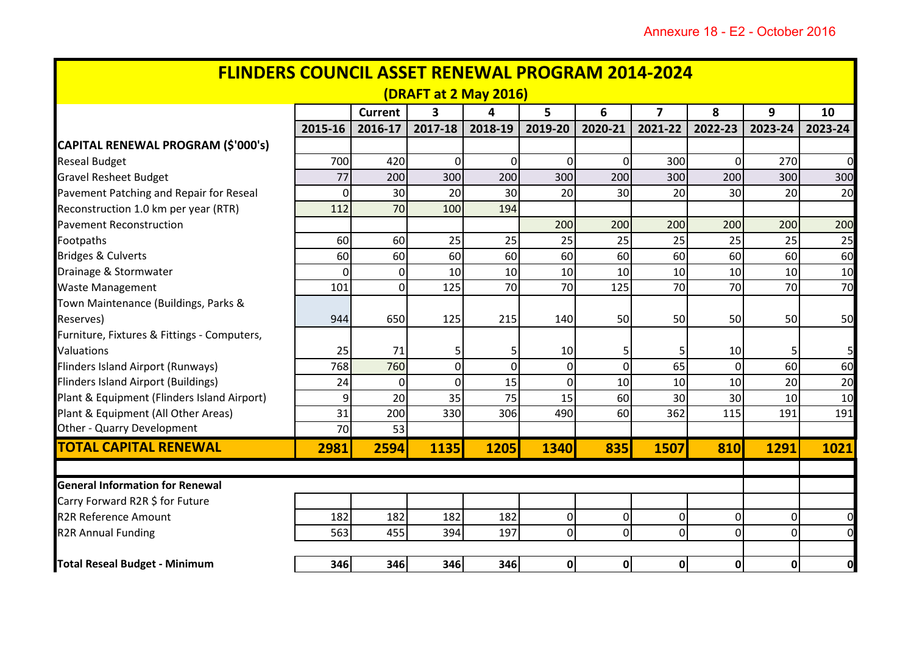Annexure 18 - E2 - October 2016

# FLINDERS COUNCIL ASSET RENEWAL PROGRAM 2014-2024

## (DRAFT at 2 May 2016)

| | | Current | 3 | 4 | 5 | 6 | 7 | 8 | 9 | 10 |
|---|---|---|---|---|---|---|---|---|---|---|
| | 2015-16 | 2016-17 | 2017-18 | 2018-19 | 2019-20 | 2020-21 | 2021-22 | 2022-23 | 2023-24 | 2023-24 |
| **CAPITAL RENEWAL PROGRAM ($'000's)** | | | | | | | | | | |
| Reseal Budget | 700 | 420 | 0 | 0 | 0 | 0 | 300 | 0 | 270 | 0 |
| Gravel Resheet Budget | 77 | 200 | 300 | 200 | 300 | 200 | 300 | 200 | 300 | 300 |
| Pavement Patching and Repair for Reseal | 0 | 30 | 20 | 30 | 20 | 30 | 20 | 30 | 20 | 20 |
| Reconstruction 1.0 km per year (RTR) | 112 | 70 | 100 | 194 | | | | | | |
| Pavement Reconstruction | | | | | 200 | 200 | 200 | 200 | 200 | 200 |
| Footpaths | 60 | 60 | 25 | 25 | 25 | 25 | 25 | 25 | 25 | 25 |
| Bridges & Culverts | 60 | 60 | 60 | 60 | 60 | 60 | 60 | 60 | 60 | 60 |
| Drainage & Stormwater | 0 | 0 | 10 | 10 | 10 | 10 | 10 | 10 | 10 | 10 |
| Waste Management | 101 | 0 | 125 | 70 | 70 | 125 | 70 | 70 | 70 | 70 |
| Town Maintenance (Buildings, Parks & Reserves) | 944 | 650 | 125 | 215 | 140 | 50 | 50 | 50 | 50 | 50 |
| Furniture, Fixtures & Fittings - Computers, Valuations | 25 | 71 | 5 | 5 | 10 | 5 | 5 | 10 | 5 | 5 |
| Flinders Island Airport (Runways) | 768 | 760 | 0 | 0 | 0 | 0 | 65 | 0 | 60 | 60 |
| Flinders Island Airport (Buildings) | 24 | 0 | 0 | 15 | 0 | 10 | 10 | 10 | 20 | 20 |
| Plant & Equipment (Flinders Island Airport) | 9 | 20 | 35 | 75 | 15 | 60 | 30 | 30 | 10 | 10 |
| Plant & Equipment (All Other Areas) | 31 | 200 | 330 | 306 | 490 | 60 | 362 | 115 | 191 | 191 |
| Other - Quarry Development | 70 | 53 | | | | | | | | |
| **TOTAL CAPITAL RENEWAL** | **2981** | **2594** | **1135** | **1205** | **1340** | **835** | **1507** | **810** | **1291** | **1021** |
| | | | | | | | | | | |
| **General Information for Renewal** | | | | | | | | | | |
| Carry Forward R2R $ for Future | | | | | | | | | | |
| R2R Reference Amount | 182 | 182 | 182 | 182 | 0 | 0 | 0 | 0 | 0 | 0 |
| R2R Annual Funding | 563 | 455 | 394 | 197 | 0 | 0 | 0 | 0 | 0 | 0 |
| | | | | | | | | | | |
| **Total Reseal Budget - Minimum** | **346** | **346** | **346** | **346** | **0** | **0** | **0** | **0** | **0** | **0** |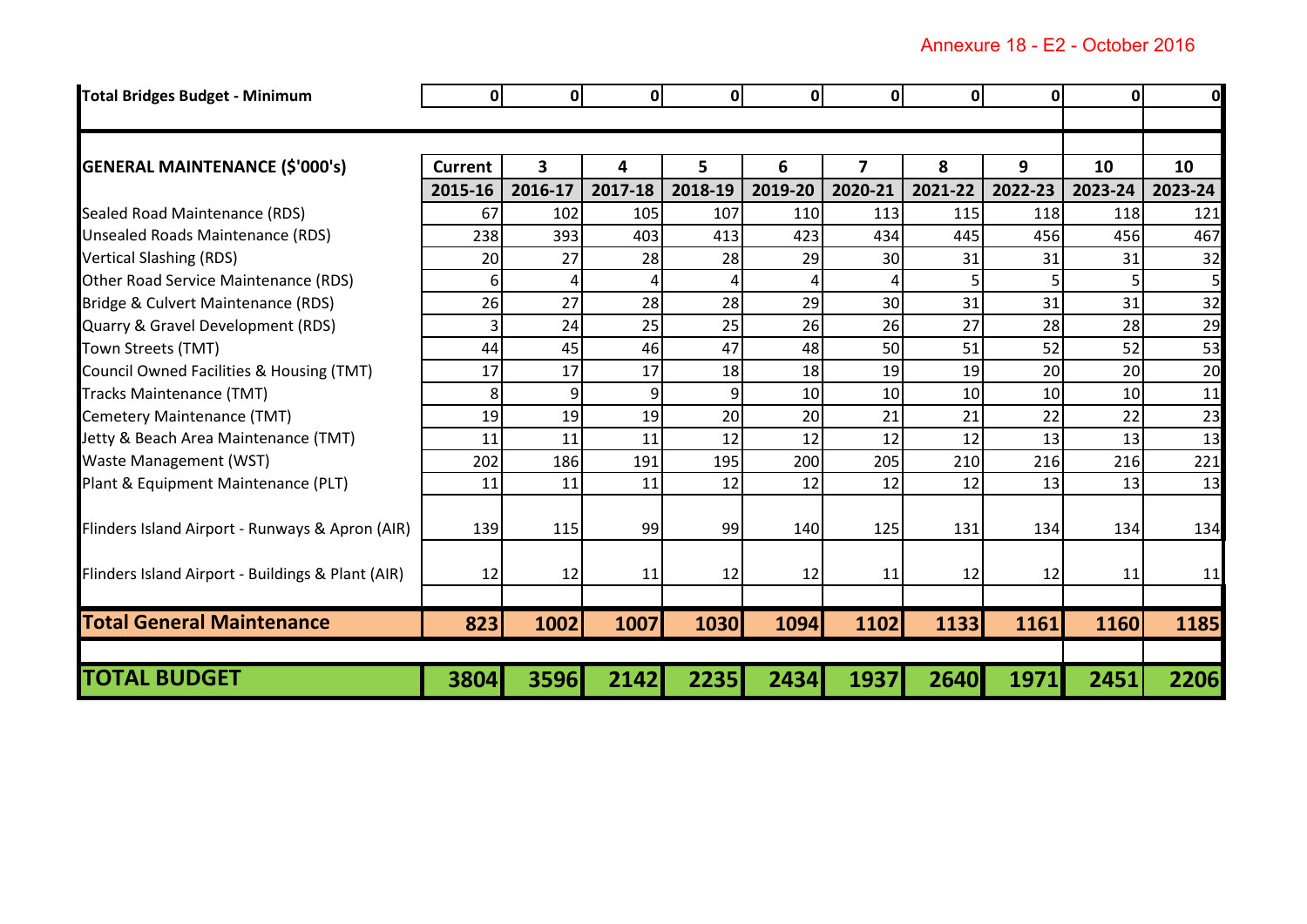| | | | | | | | | | | |
|---|---|---|---|---|---|---|---|---|---|---|
| **Total Bridges Budget - Minimum** | **0** | **0** | **0** | **0** | **0** | **0** | **0** | **0** | **0** | **0** |
| | | | | | | | | | | |
| **GENERAL MAINTENANCE ($'000's)** | **Current** | **3** | **4** | **5** | **6** | **7** | **8** | **9** | **10** | **10** |
| | **2015-16** | **2016-17** | **2017-18** | **2018-19** | **2019-20** | **2020-21** | **2021-22** | **2022-23** | **2023-24** | **2023-24** |
| Sealed Road Maintenance (RDS) | 67 | 102 | 105 | 107 | 110 | 113 | 115 | 118 | 118 | 121 |
| Unsealed Roads Maintenance (RDS) | 238 | 393 | 403 | 413 | 423 | 434 | 445 | 456 | 456 | 467 |
| Vertical Slashing (RDS) | 20 | 27 | 28 | 28 | 29 | 30 | 31 | 31 | 31 | 32 |
| Other Road Service Maintenance (RDS) | 6 | 4 | 4 | 4 | 4 | 4 | 5 | 5 | 5 | 5 |
| Bridge & Culvert Maintenance (RDS) | 26 | 27 | 28 | 28 | 29 | 30 | 31 | 31 | 31 | 32 |
| Quarry & Gravel Development (RDS) | 3 | 24 | 25 | 25 | 26 | 26 | 27 | 28 | 28 | 29 |
| Town Streets (TMT) | 44 | 45 | 46 | 47 | 48 | 50 | 51 | 52 | 52 | 53 |
| Council Owned Facilities & Housing (TMT) | 17 | 17 | 17 | 18 | 18 | 19 | 19 | 20 | 20 | 20 |
| Tracks Maintenance (TMT) | 8 | 9 | 9 | 9 | 10 | 10 | 10 | 10 | 10 | 11 |
| Cemetery Maintenance (TMT) | 19 | 19 | 19 | 20 | 20 | 21 | 21 | 22 | 22 | 23 |
| Jetty & Beach Area Maintenance (TMT) | 11 | 11 | 11 | 12 | 12 | 12 | 12 | 13 | 13 | 13 |
| Waste Management (WST) | 202 | 186 | 191 | 195 | 200 | 205 | 210 | 216 | 216 | 221 |
| Plant & Equipment Maintenance (PLT) | 11 | 11 | 11 | 12 | 12 | 12 | 12 | 13 | 13 | 13 |
| Flinders Island Airport - Runways & Apron (AIR) | 139 | 115 | 99 | 99 | 140 | 125 | 131 | 134 | 134 | 134 |
| Flinders Island Airport - Buildings & Plant (AIR) | 12 | 12 | 11 | 12 | 12 | 11 | 12 | 12 | 11 | 11 |
| **Total General Maintenance** | **823** | **1002** | **1007** | **1030** | **1094** | **1102** | **1133** | **1161** | **1160** | **1185** |
| | | | | | | | | | | |
| **TOTAL BUDGET** | **3804** | **3596** | **2142** | **2235** | **2434** | **1937** | **2640** | **1971** | **2451** | **2206** |